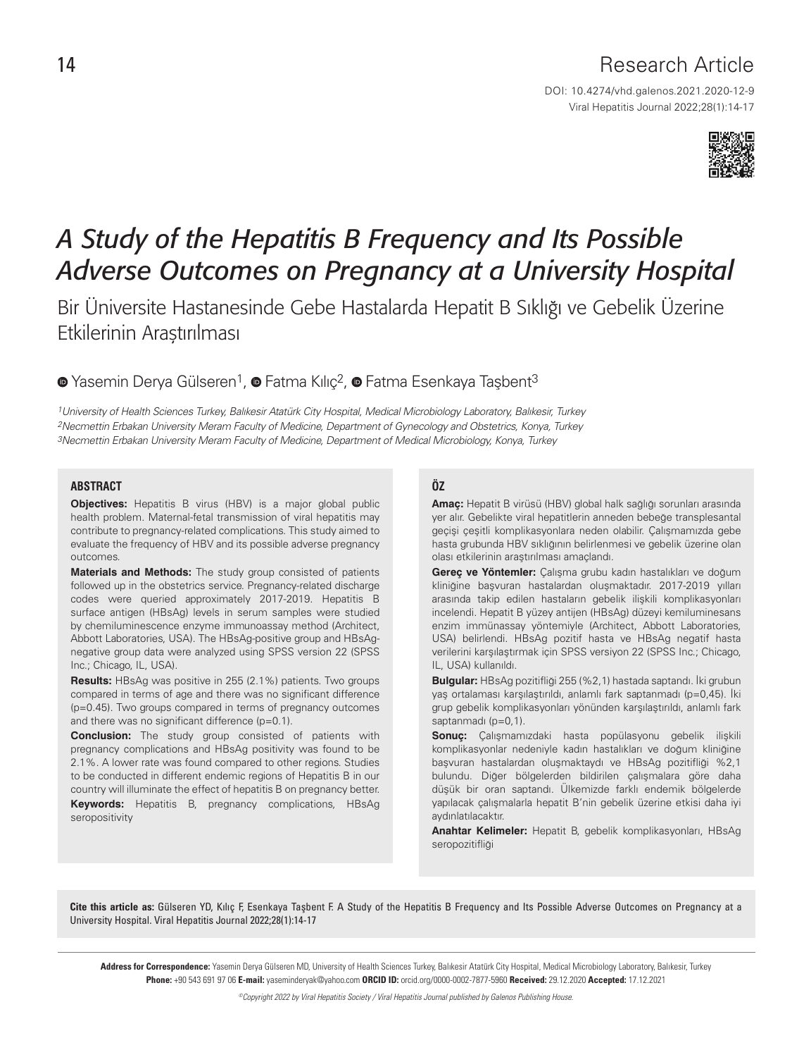Research Article

DOI: 10.4274/vhd.galenos.2021.2020-12-9

# A Study of the Hepatitis B Frequency and Its Possible Adverse Outcomes on Pregnancy at a University Hospital

## Bir Üniversite Hastanesinde Gebe Hastalarda Hepatit B Sıklığı ve Gebelik Üzerine Etkilerinin Araştırılması

Yasemin Derya Gülseren[1], Fatma Kılıç[2], Fatma Esenkaya Taşbent[3]

[1]University of Health Sciences Turkey, Balıkesir Atatürk City Hospital, Medical Microbiology Laboratory, Balıkesir, Turkey
[2]Necmettin Erbakan University Meram Faculty of Medicine, Department of Gynecology and Obstetrics, Konya, Turkey
[3]Necmettin Erbakan University Meram Faculty of Medicine, Department of Medical Microbiology, Konya, Turkey

### ABSTRACT

**Objectives:** Hepatitis B virus (HBV) is a major global public health problem. Maternal-fetal transmission of viral hepatitis may contribute to pregnancy-related complications. This study aimed to evaluate the frequency of HBV and its possible adverse pregnancy outcomes.

**Materials and Methods:** The study group consisted of patients followed up in the obstetrics service. Pregnancy-related discharge codes were queried approximately 2017-2019. Hepatitis B surface antigen (HBsAg) levels in serum samples were studied by chemiluminescence enzyme immunoassay method (Architect, Abbott Laboratories, USA). The HBsAg-positive group and HBsAg-negative group data were analyzed using SPSS version 22 (SPSS Inc.; Chicago, IL, USA).

**Results:** HBsAg was positive in 255 (2.1%) patients. Two groups compared in terms of age and there was no significant difference (p=0.45). Two groups compared in terms of pregnancy outcomes and there was no significant difference (p=0.1).

**Conclusion:** The study group consisted of patients with pregnancy complications and HBsAg positivity was found to be 2.1%. A lower rate was found compared to other regions. Studies to be conducted in different endemic regions of Hepatitis B in our country will illuminate the effect of hepatitis B on pregnancy better.

**Keywords:** Hepatitis B, pregnancy complications, HBsAg seropositivity

### ÖZ

**Amaç:** Hepatit B virüsü (HBV) global halk sağlığı sorunları arasında yer alır. Gebelikte viral hepatitlerin anneden bebeğe transplesantal geçişi çeşitli komplikasyonlara neden olabilir. Çalışmamızda gebe hasta grubunda HBV sıklığının belirlenmesi ve gebelik üzerine olan olası etkilerinin araştırılması amaçlandı.

**Gereç ve Yöntemler:** Çalışma grubu kadın hastalıkları ve doğum kliniğine başvuran hastalardan oluşmaktadır. 2017-2019 yılları arasında takip edilen hastaların gebelik ilişkili komplikasyonları incelendi. Hepatit B yüzey antijen (HBsAg) düzeyi kemiluminesans enzim immünassay yöntemiyle (Architect, Abbott Laboratories, USA) belirlendi. HBsAg pozitif hasta ve HBsAg negatif hasta verilerini karşılaştırmak için SPSS versiyon 22 (SPSS Inc.; Chicago, IL, USA) kullanıldı.

**Bulgular:** HBsAg pozitifliği 255 (%2,1) hastada saptandı. İki grubun yaş ortalaması karşılaştırıldı, anlamlı fark saptanmadı (p=0,45). İki grup gebelik komplikasyonları yönünden karşılaştırıldı, anlamlı fark saptanmadı (p=0,1).

**Sonuç:** Çalışmamızdaki hasta popülasyonu gebelik ilişkili komplikasyonlar nedeniyle kadın hastalıkları ve doğum kliniğine başvuran hastalardan oluşmaktaydı ve HBsAg pozitifliği %2,1 bulundu. Diğer bölgelerden bildirilen çalışmalara göre daha düşük bir oran saptandı. Ülkemizde farklı endemik bölgelerde yapılacak çalışmalarla hepatit B'nin gebelik üzerine etkisi daha iyi aydınlatılacaktır.

**Anahtar Kelimeler:** Hepatit B, gebelik komplikasyonları, HBsAg seropozitifliği

**Cite this article as:** Gülseren YD, Kılıç F, Esenkaya Taşbent F. A Study of the Hepatitis B Frequency and Its Possible Adverse Outcomes on Pregnancy at a University Hospital. Viral Hepatitis Journal 2022;28(1):14-17

**Address for Correspondence:** Yasemin Derya Gülseren MD, University of Health Sciences Turkey, Balıkesir Atatürk City Hospital, Medical Microbiology Laboratory, Balıkesir, Turkey
**Phone:** +90 543 691 97 06 **E-mail:** yaseminderyak@yahoo.com **ORCID ID:** orcid.org/0000-0002-7877-5960 **Received:** 29.12.2020 **Accepted:** 17.12.2021

©Copyright 2022 by Viral Hepatitis Society / Viral Hepatitis Journal published by Galenos Publishing House.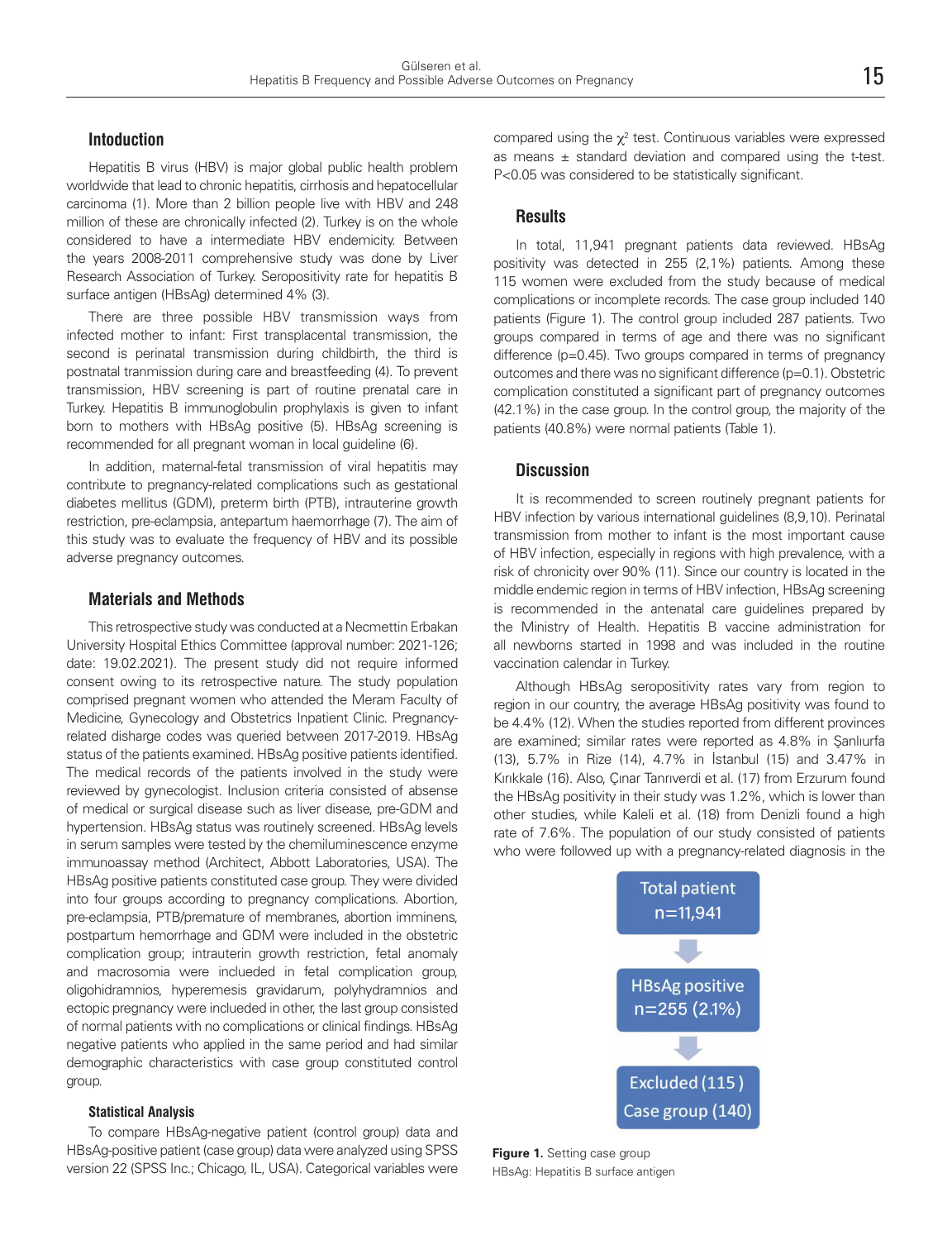## Intoduction

Hepatitis B virus (HBV) is major global public health problem worldwide that lead to chronic hepatitis, cirrhosis and hepatocellular carcinoma (1). More than 2 billion people live with HBV and 248 million of these are chronically infected (2). Turkey is on the whole considered to have a intermediate HBV endemicity. Between the years 2008-2011 comprehensive study was done by Liver Research Association of Turkey. Seropositivity rate for hepatitis B surface antigen (HBsAg) determined 4% (3).

There are three possible HBV transmission ways from infected mother to infant: First transplacental transmission, the second is perinatal transmission during childbirth, the third is postnatal tranmission during care and breastfeeding (4). To prevent transmission, HBV screening is part of routine prenatal care in Turkey. Hepatitis B immunoglobulin prophylaxis is given to infant born to mothers with HBsAg positive (5). HBsAg screening is recommended for all pregnant woman in local guideline (6).

In addition, maternal-fetal transmission of viral hepatitis may contribute to pregnancy-related complications such as gestational diabetes mellitus (GDM), preterm birth (PTB), intrauterine growth restriction, pre-eclampsia, antepartum haemorrhage (7). The aim of this study was to evaluate the frequency of HBV and its possible adverse pregnancy outcomes.

## Materials and Methods

This retrospective study was conducted at a Necmettin Erbakan University Hospital Ethics Committee (approval number: 2021-126; date: 19.02.2021). The present study did not require informed consent owing to its retrospective nature. The study population comprised pregnant women who attended the Meram Faculty of Medicine, Gynecology and Obstetrics Inpatient Clinic. Pregnancy-related disharge codes was queried between 2017-2019. HBsAg status of the patients examined. HBsAg positive patients identified. The medical records of the patients involved in the study were reviewed by gynecologist. Inclusion criteria consisted of absense of medical or surgical disease such as liver disease, pre-GDM and hypertension. HBsAg status was routinely screened. HBsAg levels in serum samples were tested by the chemiluminescence enzyme immunoassay method (Architect, Abbott Laboratories, USA). The HBsAg positive patients constituted case group. They were divided into four groups according to pregnancy complications. Abortion, pre-eclampsia, PTB/premature of membranes, abortion imminens, postpartum hemorrhage and GDM were included in the obstetric complication group; intrauterin growth restriction, fetal anomaly and macrosomia were inclueded in fetal complication group, oligohidramnios, hyperemesis gravidarum, polyhydramnios and ectopic pregnancy were inclueded in other, the last group consisted of normal patients with no complications or clinical findings. HBsAg negative patients who applied in the same period and had similar demographic characteristics with case group constituted control group.

### Statistical Analysis

To compare HBsAg-negative patient (control group) data and HBsAg-positive patient (case group) data were analyzed using SPSS version 22 (SPSS Inc.; Chicago, IL, USA). Categorical variables were compared using the $\chi^2$ test. Continuous variables were expressed as means ± standard deviation and compared using the t-test. $P<0.05$ was considered to be statistically significant.

## Results

In total, 11,941 pregnant patients data reviewed. HBsAg positivity was detected in 255 (2,1%) patients. Among these 115 women were excluded from the study because of medical complications or incomplete records. The case group included 140 patients (Figure 1). The control group included 287 patients. Two groups compared in terms of age and there was no significant difference (p=0.45). Two groups compared in terms of pregnancy outcomes and there was no significant difference (p=0.1). Obstetric complication constituted a significant part of pregnancy outcomes (42.1%) in the case group. In the control group, the majority of the patients (40.8%) were normal patients (Table 1).

## Discussion

It is recommended to screen routinely pregnant patients for HBV infection by various international guidelines (8,9,10). Perinatal transmission from mother to infant is the most important cause of HBV infection, especially in regions with high prevalence, with a risk of chronicity over 90% (11). Since our country is located in the middle endemic region in terms of HBV infection, HBsAg screening is recommended in the antenatal care guidelines prepared by the Ministry of Health. Hepatitis B vaccine administration for all newborns started in 1998 and was included in the routine vaccination calendar in Turkey.

Although HBsAg seropositivity rates vary from region to region in our country, the average HBsAg positivity was found to be 4.4% (12). When the studies reported from different provinces are examined; similar rates were reported as 4.8% in Şanlıurfa (13), 5.7% in Rize (14), 4.7% in İstanbul (15) and 3.47% in Kırıkkale (16). Also, Çınar Tanrıverdi et al. (17) from Erzurum found the HBsAg positivity in their study was 1.2%, which is lower than other studies, while Kaleli et al. (18) from Denizli found a high rate of 7.6%. The population of our study consisted of patients who were followed up with a pregnancy-related diagnosis in the

Total patient n=11,941 → HBsAg positive n=255 (2.1%) → Excluded (115) Case group (140)

**Figure 1.** Setting case group

HBsAg: Hepatitis B surface antigen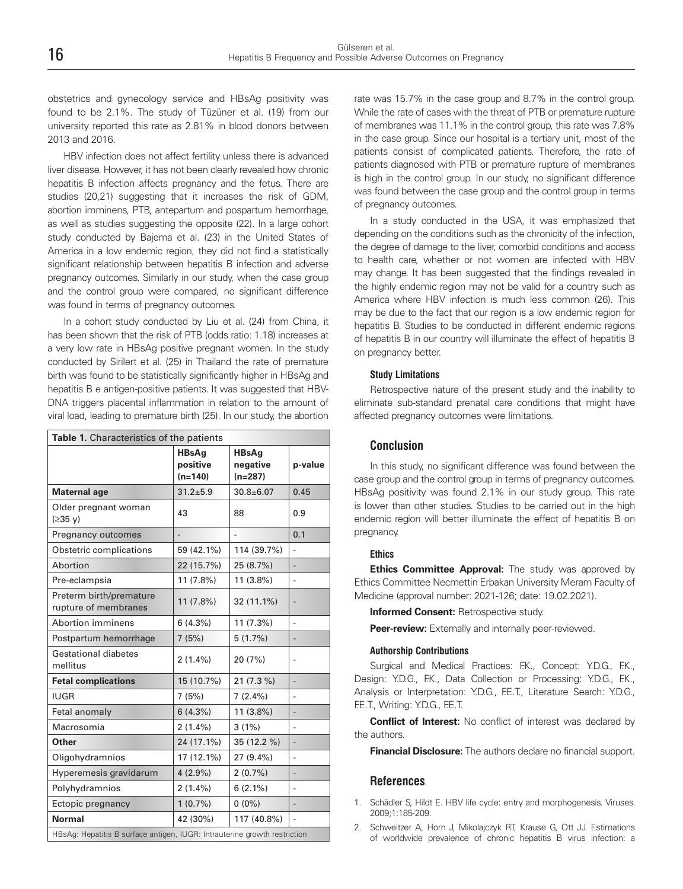obstetrics and gynecology service and HBsAg positivity was found to be 2.1%. The study of Tüzüner et al. (19) from our university reported this rate as 2.81% in blood donors between 2013 and 2016.

HBV infection does not affect fertility unless there is advanced liver disease. However, it has not been clearly revealed how chronic hepatitis B infection affects pregnancy and the fetus. There are studies (20,21) suggesting that it increases the risk of GDM, abortion imminens, PTB, antepartum and pospartum hemorrhage, as well as studies suggesting the opposite (22). In a large cohort study conducted by Bajema et al. (23) in the United States of America in a low endemic region, they did not find a statistically significant relationship between hepatitis B infection and adverse pregnancy outcomes. Similarly in our study, when the case group and the control group were compared, no significant difference was found in terms of pregnancy outcomes.

In a cohort study conducted by Liu et al. (24) from China, it has been shown that the risk of PTB (odds ratio: 1.18) increases at a very low rate in HBsAg positive pregnant women. In the study conducted by Sirilert et al. (25) in Thailand the rate of premature birth was found to be statistically significantly higher in HBsAg and hepatitis B e antigen-positive patients. It was suggested that HBV-DNA triggers placental inflammation in relation to the amount of viral load, leading to premature birth (25). In our study, the abortion rate was 15.7% in the case group and 8.7% in the control group. While the rate of cases with the threat of PTB or premature rupture of membranes was 11.1% in the control group, this rate was 7.8% in the case group. Since our hospital is a tertiary unit, most of the patients consist of complicated patients. Therefore, the rate of patients diagnosed with PTB or premature rupture of membranes is high in the control group. In our study, no significant difference was found between the case group and the control group in terms of pregnancy outcomes.

**Table 1.** Characteristics of the patients

| | HBsAg positive (n=140) | HBsAg negative (n=287) | p-value |
|---|---|---|---|
| **Maternal age** | 31.2±5.9 | 30.8±6.07 | 0.45 |
| Older pregnant woman (≥35 y) | 43 | 88 | 0.9 |
| Pregnancy outcomes | - | - | 0.1 |
| Obstetric complications | 59 (42.1%) | 114 (39.7%) | - |
| Abortion | 22 (15.7%) | 25 (8.7%) | - |
| Pre-eclampsia | 11 (7.8%) | 11 (3.8%) | - |
| Preterm birth/premature rupture of membranes | 11 (7.8%) | 32 (11.1%) | - |
| Abortion imminens | 6 (4.3%) | 11 (7.3%) | - |
| Postpartum hemorrhage | 7 (5%) | 5 (1.7%) | - |
| Gestational diabetes mellitus | 2 (1.4%) | 20 (7%) | - |
| **Fetal complications** | 15 (10.7%) | 21 (7.3 %) | - |
| IUGR | 7 (5%) | 7 (2.4%) | - |
| Fetal anomaly | 6 (4.3%) | 11 (3.8%) | - |
| Macrosomia | 2 (1.4%) | 3 (1%) | - |
| **Other** | 24 (17.1%) | 35 (12.2 %) | - |
| Oligohydramnios | 17 (12.1%) | 27 (9.4%) | - |
| Hyperemesis gravidarum | 4 (2.9%) | 2 (0.7%) | - |
| Polyhydramnios | 2 (1.4%) | 6 (2.1%) | - |
| Ectopic pregnancy | 1 (0.7%) | 0 (0%) | - |
| **Normal** | 42 (30%) | 117 (40.8%) | - |

HBsAg: Hepatitis B surface antigen, IUGR: Intrauterine growth restriction

In a study conducted in the USA, it was emphasized that depending on the conditions such as the chronicity of the infection, the degree of damage to the liver, comorbid conditions and access to health care, whether or not women are infected with HBV may change. It has been suggested that the findings revealed in the highly endemic region may not be valid for a country such as America where HBV infection is much less common (26). This may be due to the fact that our region is a low endemic region for hepatitis B. Studies to be conducted in different endemic regions of hepatitis B in our country will illuminate the effect of hepatitis B on pregnancy better.

#### Study Limitations

Retrospective nature of the present study and the inability to eliminate sub-standard prenatal care conditions that might have affected pregnancy outcomes were limitations.

## Conclusion

In this study, no significant difference was found between the case group and the control group in terms of pregnancy outcomes. HBsAg positivity was found 2.1% in our study group. This rate is lower than other studies. Studies to be carried out in the high endemic region will better illuminate the effect of hepatitis B on pregnancy.

#### Ethics

**Ethics Committee Approval:** The study was approved by Ethics Committee Necmettin Erbakan University Meram Faculty of Medicine (approval number: 2021-126; date: 19.02.2021).

**Informed Consent:** Retrospective study.

**Peer-review:** Externally and internally peer-reviewed.

#### Authorship Contributions

Surgical and Medical Practices: F.K., Concept: Y.D.G., F.K., Design: Y.D.G., F.K., Data Collection or Processing: Y.D.G., F.K., Analysis or Interpretation: Y.D.G., F.E.T., Literature Search: Y.D.G., F.E.T., Writing: Y.D.G., F.E.T.

**Conflict of Interest:** No conflict of interest was declared by the authors.

**Financial Disclosure:** The authors declare no financial support.

## References

1. Schädler S, Hildt E. HBV life cycle: entry and morphogenesis. Viruses. 2009;1:185-209.
2. Schweitzer A, Horn J, Mikolajczyk RT, Krause G, Ott JJ. Estimations of worldwide prevalence of chronic hepatitis B virus infection: a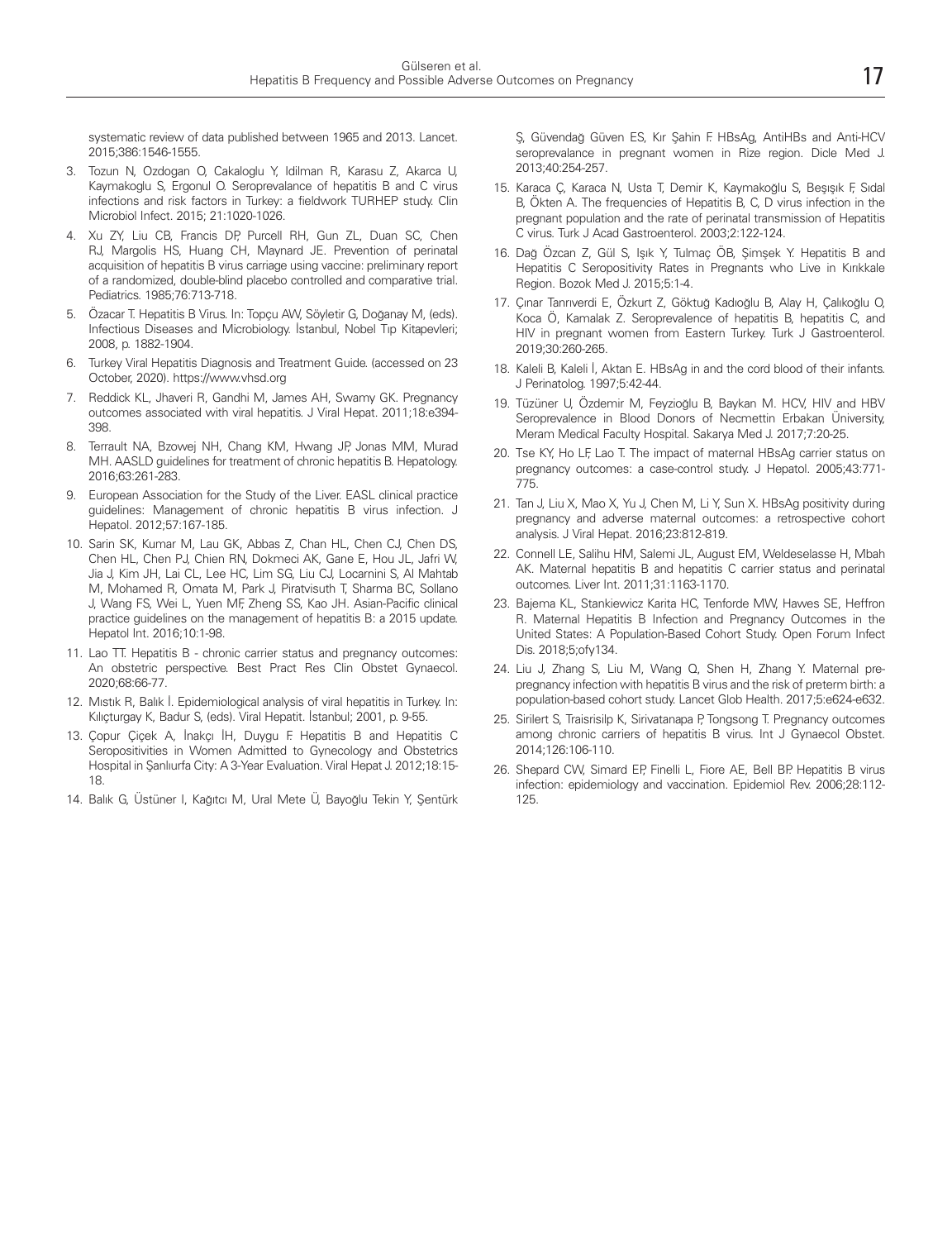systematic review of data published between 1965 and 2013. Lancet. 2015;386:1546-1555.

3. Tozun N, Ozdogan O, Cakaloglu Y, Idilman R, Karasu Z, Akarca U, Kaymakoglu S, Ergonul O. Seroprevalance of hepatitis B and C virus infections and risk factors in Turkey: a fieldwork TURHEP study. Clin Microbiol Infect. 2015; 21:1020-1026.
4. Xu ZY, Liu CB, Francis DP, Purcell RH, Gun ZL, Duan SC, Chen RJ, Margolis HS, Huang CH, Maynard JE. Prevention of perinatal acquisition of hepatitis B virus carriage using vaccine: preliminary report of a randomized, double-blind placebo controlled and comparative trial. Pediatrics. 1985;76:713-718.
5. Özacar T. Hepatitis B Virus. In: Topçu AW, Söyletir G, Doğanay M, (eds). Infectious Diseases and Microbiology. İstanbul, Nobel Tıp Kitapevleri; 2008, p. 1882-1904.
6. Turkey Viral Hepatitis Diagnosis and Treatment Guide. (accessed on 23 October, 2020). https://www.vhsd.org
7. Reddick KL, Jhaveri R, Gandhi M, James AH, Swamy GK. Pregnancy outcomes associated with viral hepatitis. J Viral Hepat. 2011;18:e394-398.
8. Terrault NA, Bzowej NH, Chang KM, Hwang JP, Jonas MM, Murad MH. AASLD guidelines for treatment of chronic hepatitis B. Hepatology. 2016;63:261-283.
9. European Association for the Study of the Liver. EASL clinical practice guidelines: Management of chronic hepatitis B virus infection. J Hepatol. 2012;57:167-185.
10. Sarin SK, Kumar M, Lau GK, Abbas Z, Chan HL, Chen CJ, Chen DS, Chen HL, Chen PJ, Chien RN, Dokmeci AK, Gane E, Hou JL, Jafri W, Jia J, Kim JH, Lai CL, Lee HC, Lim SG, Liu CJ, Locarnini S, Al Mahtab M, Mohamed R, Omata M, Park J, Piratvisuth T, Sharma BC, Sollano J, Wang FS, Wei L, Yuen MF, Zheng SS, Kao JH. Asian-Pacific clinical practice guidelines on the management of hepatitis B: a 2015 update. Hepatol Int. 2016;10:1-98.
11. Lao TT. Hepatitis B - chronic carrier status and pregnancy outcomes: An obstetric perspective. Best Pract Res Clin Obstet Gynaecol. 2020;68:66-77.
12. Mıstık R, Balık İ. Epidemiological analysis of viral hepatitis in Turkey. In: Kılıçturgay K, Badur S, (eds). Viral Hepatit. İstanbul; 2001, p. 9-55.
13. Çopur Çiçek A, İnakçı İH, Duygu F. Hepatitis B and Hepatitis C Seropositivities in Women Admitted to Gynecology and Obstetrics Hospital in Şanlıurfa City: A 3-Year Evaluation. Viral Hepat J. 2012;18:15-18.
14. Balık G, Üstüner I, Kağıtcı M, Ural Mete Ü, Bayoğlu Tekin Y, Şentürk Ş, Güvendağ Güven ES, Kır Şahin F. HBsAg, AntiHBs and Anti-HCV seroprevalance in pregnant women in Rize region. Dicle Med J. 2013;40:254-257.
15. Karaca Ç, Karaca N, Usta T, Demir K, Kaymakoğlu S, Beşışık F, Sıdal B, Ökten A. The frequencies of Hepatitis B, C, D virus infection in the pregnant population and the rate of perinatal transmission of Hepatitis C virus. Turk J Acad Gastroenterol. 2003;2:122-124.
16. Dağ Özcan Z, Gül S, Işık Y, Tulmaç ÖB, Şimşek Y. Hepatitis B and Hepatitis C Seropositivity Rates in Pregnants who Live in Kırıkkale Region. Bozok Med J. 2015;5:1-4.
17. Çınar Tanrıverdi E, Özkurt Z, Göktuğ Kadıoğlu B, Alay H, Çalıkoğlu O, Koca Ö, Kamalak Z. Seroprevalence of hepatitis B, hepatitis C, and HIV in pregnant women from Eastern Turkey. Turk J Gastroenterol. 2019;30:260-265.
18. Kaleli B, Kaleli İ, Aktan E. HBsAg in and the cord blood of their infants. J Perinatolog. 1997;5:42-44.
19. Tüzüner U, Özdemir M, Feyzioğlu B, Baykan M. HCV, HIV and HBV Seroprevalence in Blood Donors of Necmettin Erbakan Üniversity, Meram Medical Faculty Hospital. Sakarya Med J. 2017;7:20-25.
20. Tse KY, Ho LF, Lao T. The impact of maternal HBsAg carrier status on pregnancy outcomes: a case-control study. J Hepatol. 2005;43:771-775.
21. Tan J, Liu X, Mao X, Yu J, Chen M, Li Y, Sun X. HBsAg positivity during pregnancy and adverse maternal outcomes: a retrospective cohort analysis. J Viral Hepat. 2016;23:812-819.
22. Connell LE, Salihu HM, Salemi JL, August EM, Weldeselasse H, Mbah AK. Maternal hepatitis B and hepatitis C carrier status and perinatal outcomes. Liver Int. 2011;31:1163-1170.
23. Bajema KL, Stankiewicz Karita HC, Tenforde MW, Hawes SE, Heffron R. Maternal Hepatitis B Infection and Pregnancy Outcomes in the United States: A Population-Based Cohort Study. Open Forum Infect Dis. 2018;5;ofy134.
24. Liu J, Zhang S, Liu M, Wang Q, Shen H, Zhang Y. Maternal pre-pregnancy infection with hepatitis B virus and the risk of preterm birth: a population-based cohort study. Lancet Glob Health. 2017;5:e624-e632.
25. Sirilert S, Traisrisilp K, Sirivatanapa P, Tongsong T. Pregnancy outcomes among chronic carriers of hepatitis B virus. Int J Gynaecol Obstet. 2014;126:106-110.
26. Shepard CW, Simard EP, Finelli L, Fiore AE, Bell BP. Hepatitis B virus infection: epidemiology and vaccination. Epidemiol Rev. 2006;28:112-125.